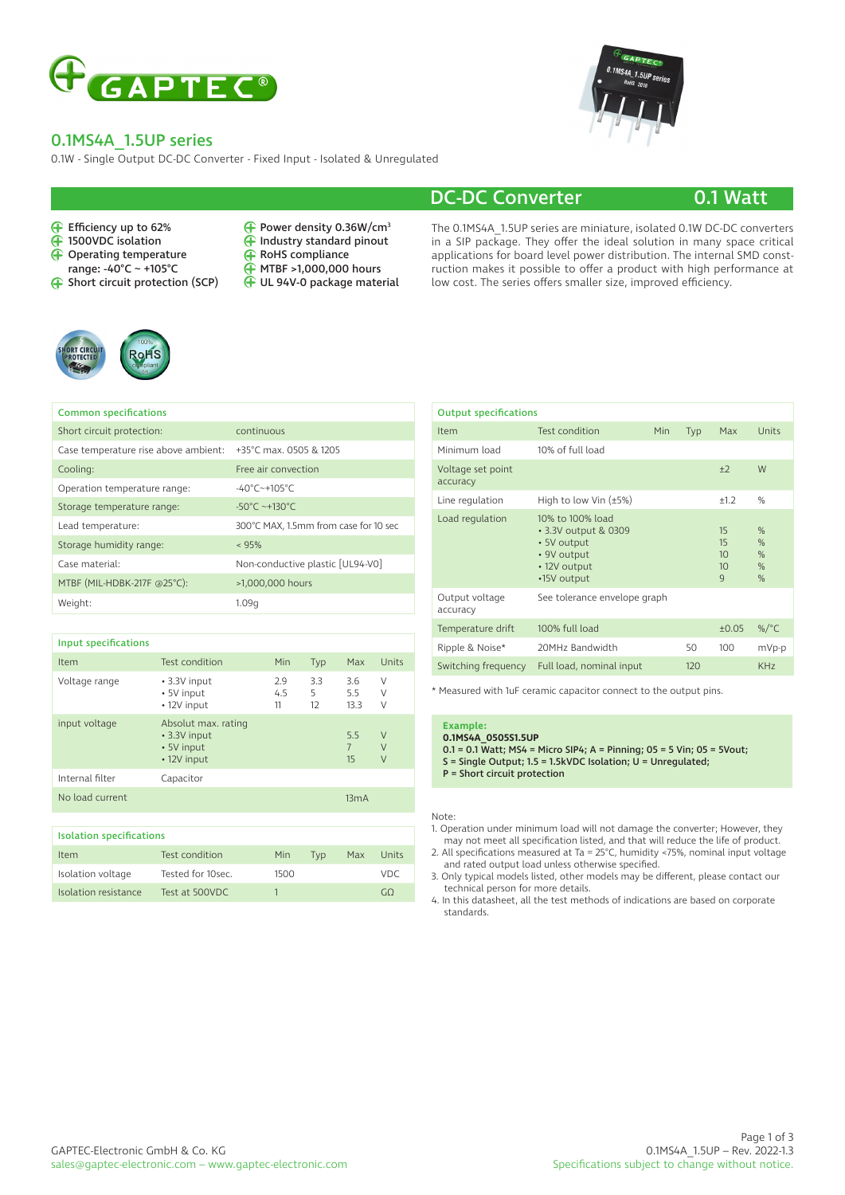# 0.1MS4A_1.5UP series

0.1W - Single Output DC-DC Converter - Fixed Input - Isolated & Unregulated

## DC-DC Converter — 0.1 Watt

- Efficiency up to 62%
- 1500VDC isolation
- Operating temperature range: -40°C ~ +105°C
- Short circuit protection (SCP)
- Power density 0.36W/cm³
- Industry standard pinout
- RoHS compliance
- MTBF >1,000,000 hours
- UL 94V-0 package material

The 0.1MS4A_1.5UP series are miniature, isolated 0.1W DC-DC converters in a SIP package. They offer the ideal solution in many space critical applications for board level power distribution. The internal SMD construction makes it possible to offer a product with high performance at low cost. The series offers smaller size, improved efficiency.

### Common specifications

| | |
|---|---|
| Short circuit protection: | continuous |
| Case temperature rise above ambient: | +35°C max. 0505 & 1205 |
| Cooling: | Free air convection |
| Operation temperature range: | -40°C~+105°C |
| Storage temperature range: | -50°C ~+130°C |
| Lead temperature: | 300°C MAX, 1.5mm from case for 10 sec |
| Storage humidity range: | < 95% |
| Case material: | Non-conductive plastic [UL94-V0] |
| MTBF (MIL-HDBK-217F @25°C): | >1,000,000 hours |
| Weight: | 1.09g |

### Input specifications

| Item | Test condition | Min | Typ | Max | Units |
|---|---|---|---|---|---|
| Voltage range | • 3.3V input<br>• 5V input<br>• 12V input | 2.9<br>4.5<br>11 | 3.3<br>5<br>12 | 3.6<br>5.5<br>13.3 | V<br>V<br>V |
| input voltage | Absolut max. rating<br>• 3.3V input<br>• 5V input<br>• 12V input | | | <br>5.5<br>7<br>15 | <br>V<br>V<br>V |
| Internal filter | Capacitor | | | | |
| No load current | | | | 13mA | |

### Isolation specifications

| Item | Test condition | Min | Typ | Max | Units |
|---|---|---|---|---|---|
| Isolation voltage | Tested for 10sec. | 1500 | | | VDC |
| Isolation resistance | Test at 500VDC | 1 | | | GΩ |

### Output specifications

| Item | Test condition | Min | Typ | Max | Units |
|---|---|---|---|---|---|
| Minimum load | 10% of full load | | | | |
| Voltage set point accuracy | | | | ±2 | W |
| Line regulation | High to low Vin (±5%) | | | ±1.2 | % |
| Load regulation | 10% to 100% load<br>• 3.3V output & 0309<br>• 5V output<br>• 9V output<br>• 12V output<br>•15V output | | | <br>15<br>15<br>10<br>10<br>9 | <br>%<br>%<br>%<br>%<br>% |
| Output voltage accuracy | See tolerance envelope graph | | | | |
| Temperature drift | 100% full load | | | ±0.05 | %/°C |
| Ripple & Noise* | 20MHz Bandwidth | | 50 | 100 | mVp-p |
| Switching frequency | Full load, nominal input | | 120 | | KHz |

\* Measured with 1uF ceramic capacitor connect to the output pins.

**Example:**
**0.1MS4A_0505S1.5UP**
**0.1 = 0.1 Watt; MS4 = Micro SIP4; A = Pinning; 05 = 5 Vin; 05 = 5Vout;**
**S = Single Output; 1.5 = 1.5kVDC Isolation; U = Unregulated;**
**P = Short circuit protection**

Note:

1. Operation under minimum load will not damage the converter; However, they may not meet all specification listed, and that will reduce the life of product.
2. All specifications measured at Ta = 25°C, humidity <75%, nominal input voltage and rated output load unless otherwise specified.
3. Only typical models listed, other models may be different, please contact our technical person for more details.
4. In this datasheet, all the test methods of indications are based on corporate standards.

GAPTEC-Electronic GmbH & Co. KG
sales@gaptec-electronic.com – www.gaptec-electronic.com

0.1MS4A_1.5UP – Rev. 2022-1.3
Specifications subject to change without notice.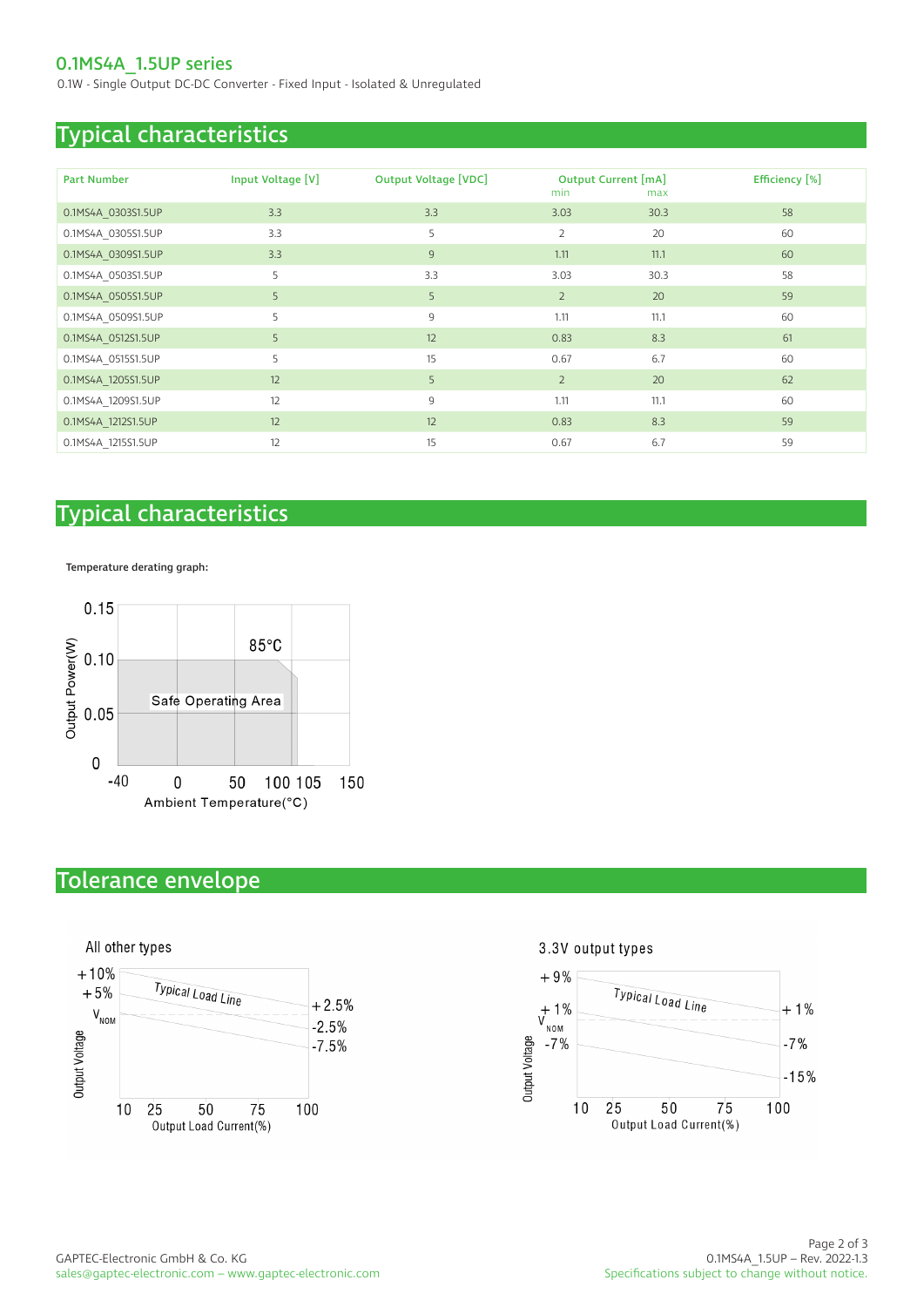## Typical characteristics

| Part Number | Input Voltage [V] | Output Voltage [VDC] | Output Current [mA] | | Efficiency [%] |
|---|---|---|---|---|---|
| | | | min | max | |
| 0.1MS4A_0303S1.5UP | 3.3 | 3.3 | 3.03 | 30.3 | 58 |
| 0.1MS4A_0305S1.5UP | 3.3 | 5 | 2 | 20 | 60 |
| 0.1MS4A_0309S1.5UP | 3.3 | 9 | 1.11 | 11.1 | 60 |
| 0.1MS4A_0503S1.5UP | 5 | 3.3 | 3.03 | 30.3 | 58 |
| 0.1MS4A_0505S1.5UP | 5 | 5 | 2 | 20 | 59 |
| 0.1MS4A_0509S1.5UP | 5 | 9 | 1.11 | 11.1 | 60 |
| 0.1MS4A_0512S1.5UP | 5 | 12 | 0.83 | 8.3 | 61 |
| 0.1MS4A_0515S1.5UP | 5 | 15 | 0.67 | 6.7 | 60 |
| 0.1MS4A_1205S1.5UP | 12 | 5 | 2 | 20 | 62 |
| 0.1MS4A_1209S1.5UP | 12 | 9 | 1.11 | 11.1 | 60 |
| 0.1MS4A_1212S1.5UP | 12 | 12 | 0.83 | 8.3 | 59 |
| 0.1MS4A_1215S1.5UP | 12 | 15 | 0.67 | 6.7 | 59 |

## Typical characteristics

Temperature derating graph:

Output Power(W): 0.15, 0.10, 0.05, 0
Ambient Temperature(°C): -40, 0, 50, 100, 105, 150
85°C
Safe Operating Area

## Tolerance envelope

All other types

Output Voltage: +10%, +5%, $V_{NOM}$; Typical Load Line; +2.5%, -2.5%, -7.5%
Output Load Current(%): 10, 25, 50, 75, 100

3.3V output types

Output Voltage: +9%, +1%, $V_{NOM}$, -7%; Typical Load Line; +1%, -7%, -15%
Output Load Current(%): 10, 25, 50, 75, 100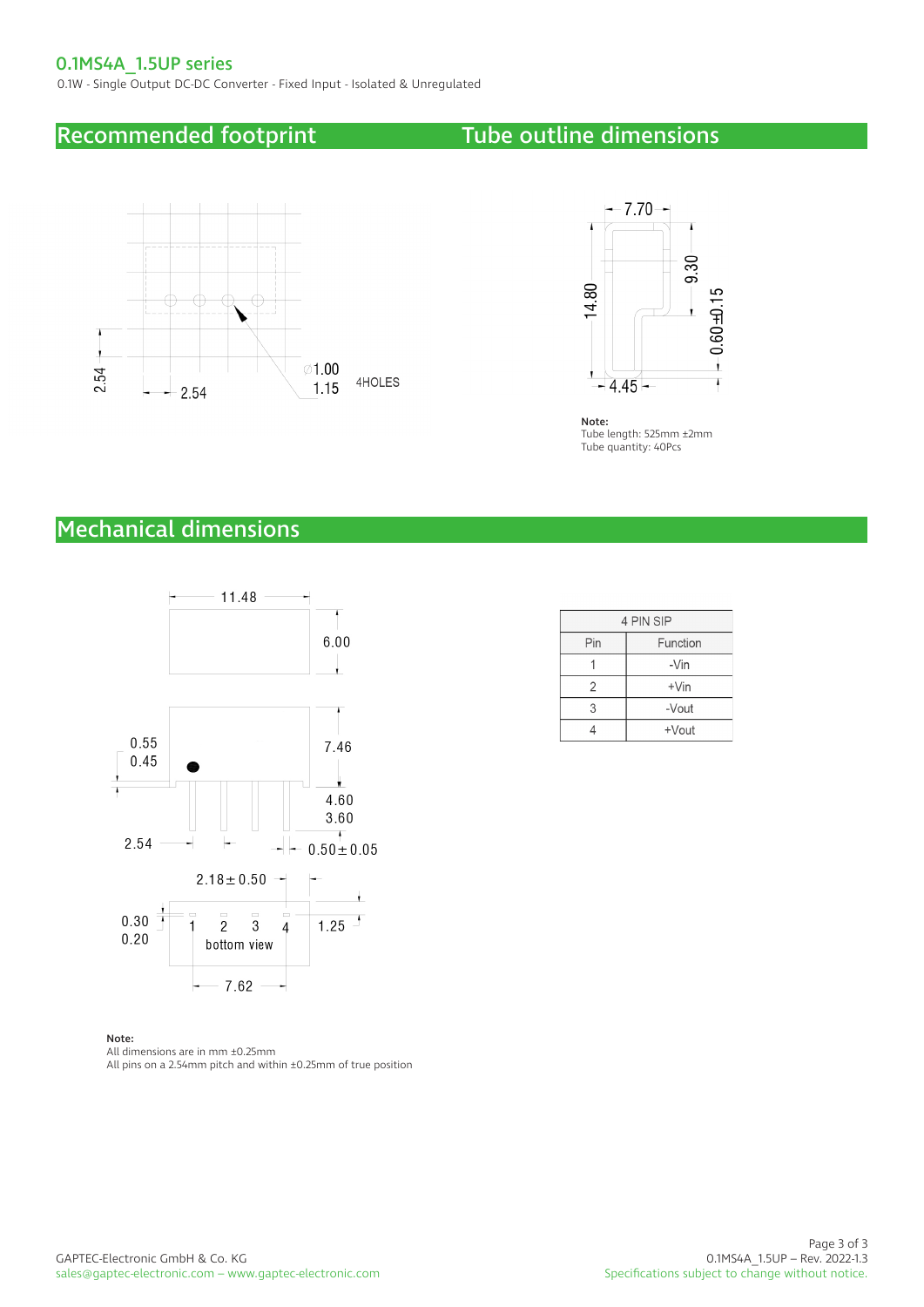## Recommended footprint

2.54

2.54

∅1.00

1.15

4HOLES

## Tube outline dimensions

7.70

14.80

9.30

0.60±0.15

4.45

**Note:**
Tube length: 525mm ±2mm
Tube quantity: 40Pcs

## Mechanical dimensions

11.48

6.00

0.55
0.45

7.46

4.60
3.60

2.54

0.50 ± 0.05

2.18 ± 0.50

0.30
0.20

1 2 3 4

bottom view

1.25

7.62

| 4 PIN SIP | |
|---|---|
| Pin | Function |
| 1 | -Vin |
| 2 | +Vin |
| 3 | -Vout |
| 4 | +Vout |

**Note:**
All dimensions are in mm ±0.25mm
All pins on a 2.54mm pitch and within ±0.25mm of true position